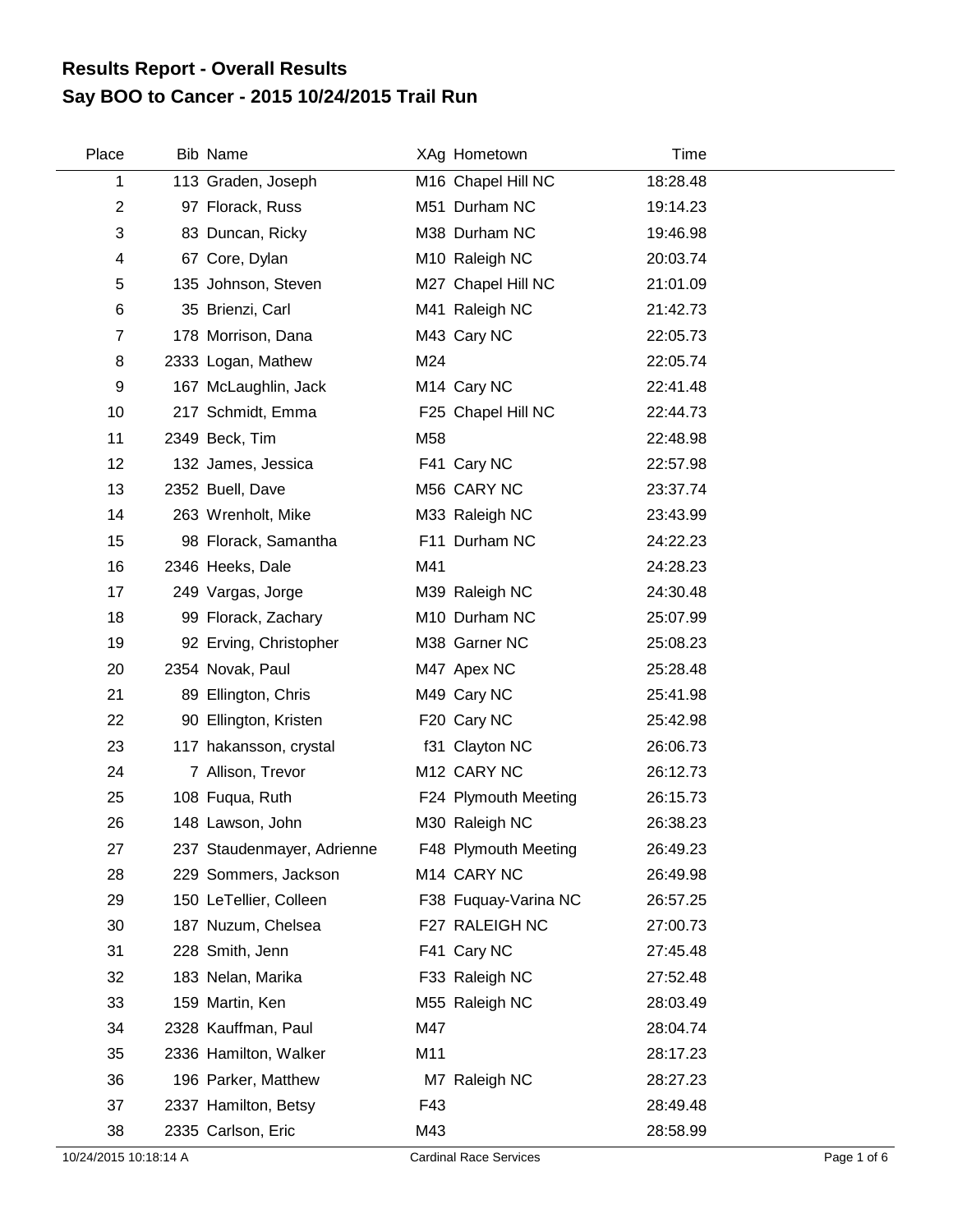# Results Report - Overall Results
# Say BOO to Cancer - 2015 10/24/2015 Trail Run

| Place | Bib | Name | XAg | Hometown | Time |
|---|---|---|---|---|---|
| 1 | 113 | Graden, Joseph | M16 | Chapel Hill NC | 18:28.48 |
| 2 | 97 | Florack, Russ | M51 | Durham NC | 19:14.23 |
| 3 | 83 | Duncan, Ricky | M38 | Durham NC | 19:46.98 |
| 4 | 67 | Core, Dylan | M10 | Raleigh NC | 20:03.74 |
| 5 | 135 | Johnson, Steven | M27 | Chapel Hill NC | 21:01.09 |
| 6 | 35 | Brienzi, Carl | M41 | Raleigh NC | 21:42.73 |
| 7 | 178 | Morrison, Dana | M43 | Cary NC | 22:05.73 |
| 8 | 2333 | Logan, Mathew | M24 | | 22:05.74 |
| 9 | 167 | McLaughlin, Jack | M14 | Cary NC | 22:41.48 |
| 10 | 217 | Schmidt, Emma | F25 | Chapel Hill NC | 22:44.73 |
| 11 | 2349 | Beck, Tim | M58 | | 22:48.98 |
| 12 | 132 | James, Jessica | F41 | Cary NC | 22:57.98 |
| 13 | 2352 | Buell, Dave | M56 | CARY NC | 23:37.74 |
| 14 | 263 | Wrenholt, Mike | M33 | Raleigh NC | 23:43.99 |
| 15 | 98 | Florack, Samantha | F11 | Durham NC | 24:22.23 |
| 16 | 2346 | Heeks, Dale | M41 | | 24:28.23 |
| 17 | 249 | Vargas, Jorge | M39 | Raleigh NC | 24:30.48 |
| 18 | 99 | Florack, Zachary | M10 | Durham NC | 25:07.99 |
| 19 | 92 | Erving, Christopher | M38 | Garner NC | 25:08.23 |
| 20 | 2354 | Novak, Paul | M47 | Apex NC | 25:28.48 |
| 21 | 89 | Ellington, Chris | M49 | Cary NC | 25:41.98 |
| 22 | 90 | Ellington, Kristen | F20 | Cary NC | 25:42.98 |
| 23 | 117 | hakansson, crystal | f31 | Clayton NC | 26:06.73 |
| 24 | 7 | Allison, Trevor | M12 | CARY NC | 26:12.73 |
| 25 | 108 | Fuqua, Ruth | F24 | Plymouth Meeting | 26:15.73 |
| 26 | 148 | Lawson, John | M30 | Raleigh NC | 26:38.23 |
| 27 | 237 | Staudenmayer, Adrienne | F48 | Plymouth Meeting | 26:49.23 |
| 28 | 229 | Sommers, Jackson | M14 | CARY NC | 26:49.98 |
| 29 | 150 | LeTellier, Colleen | F38 | Fuquay-Varina NC | 26:57.25 |
| 30 | 187 | Nuzum, Chelsea | F27 | RALEIGH NC | 27:00.73 |
| 31 | 228 | Smith, Jenn | F41 | Cary NC | 27:45.48 |
| 32 | 183 | Nelan, Marika | F33 | Raleigh NC | 27:52.48 |
| 33 | 159 | Martin, Ken | M55 | Raleigh NC | 28:03.49 |
| 34 | 2328 | Kauffman, Paul | M47 | | 28:04.74 |
| 35 | 2336 | Hamilton, Walker | M11 | | 28:17.23 |
| 36 | 196 | Parker, Matthew | M7 | Raleigh NC | 28:27.23 |
| 37 | 2337 | Hamilton, Betsy | F43 | | 28:49.48 |
| 38 | 2335 | Carlson, Eric | M43 | | 28:58.99 |

10/24/2015 10:18:14 A Cardinal Race Services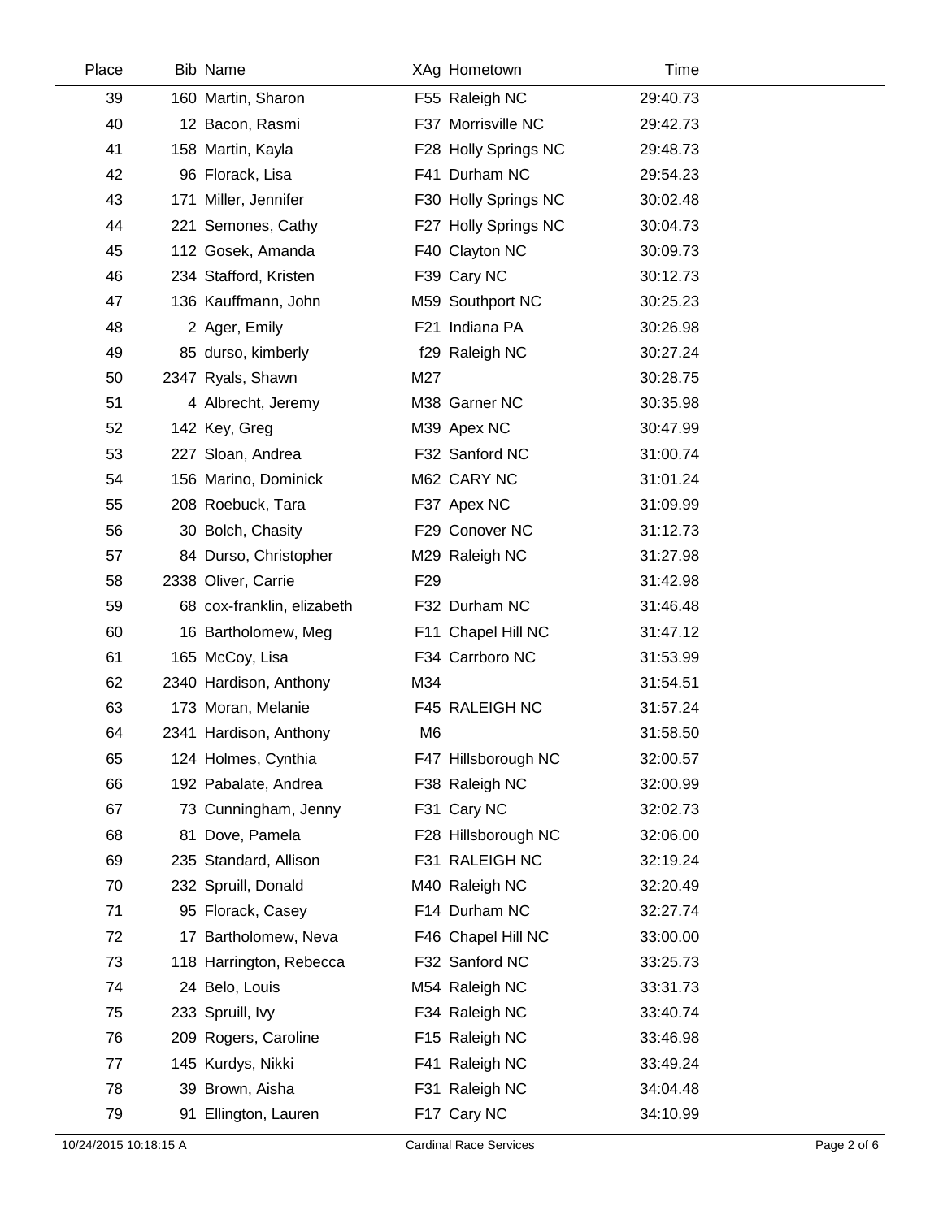| Place | Bib | Name | XAg | Hometown | Time |
|---|---|---|---|---|---|
| 39 | 160 | Martin, Sharon | F55 | Raleigh NC | 29:40.73 |
| 40 | 12 | Bacon, Rasmi | F37 | Morrisville NC | 29:42.73 |
| 41 | 158 | Martin, Kayla | F28 | Holly Springs NC | 29:48.73 |
| 42 | 96 | Florack, Lisa | F41 | Durham NC | 29:54.23 |
| 43 | 171 | Miller, Jennifer | F30 | Holly Springs NC | 30:02.48 |
| 44 | 221 | Semones, Cathy | F27 | Holly Springs NC | 30:04.73 |
| 45 | 112 | Gosek, Amanda | F40 | Clayton NC | 30:09.73 |
| 46 | 234 | Stafford, Kristen | F39 | Cary NC | 30:12.73 |
| 47 | 136 | Kauffmann, John | M59 | Southport NC | 30:25.23 |
| 48 | 2 | Ager, Emily | F21 | Indiana PA | 30:26.98 |
| 49 | 85 | durso, kimberly | f29 | Raleigh NC | 30:27.24 |
| 50 | 2347 | Ryals, Shawn | M27 | | 30:28.75 |
| 51 | 4 | Albrecht, Jeremy | M38 | Garner NC | 30:35.98 |
| 52 | 142 | Key, Greg | M39 | Apex NC | 30:47.99 |
| 53 | 227 | Sloan, Andrea | F32 | Sanford NC | 31:00.74 |
| 54 | 156 | Marino, Dominick | M62 | CARY NC | 31:01.24 |
| 55 | 208 | Roebuck, Tara | F37 | Apex NC | 31:09.99 |
| 56 | 30 | Bolch, Chasity | F29 | Conover NC | 31:12.73 |
| 57 | 84 | Durso, Christopher | M29 | Raleigh NC | 31:27.98 |
| 58 | 2338 | Oliver, Carrie | F29 | | 31:42.98 |
| 59 | 68 | cox-franklin, elizabeth | F32 | Durham NC | 31:46.48 |
| 60 | 16 | Bartholomew, Meg | F11 | Chapel Hill NC | 31:47.12 |
| 61 | 165 | McCoy, Lisa | F34 | Carrboro NC | 31:53.99 |
| 62 | 2340 | Hardison, Anthony | M34 | | 31:54.51 |
| 63 | 173 | Moran, Melanie | F45 | RALEIGH NC | 31:57.24 |
| 64 | 2341 | Hardison, Anthony | M6 | | 31:58.50 |
| 65 | 124 | Holmes, Cynthia | F47 | Hillsborough NC | 32:00.57 |
| 66 | 192 | Pabalate, Andrea | F38 | Raleigh NC | 32:00.99 |
| 67 | 73 | Cunningham, Jenny | F31 | Cary NC | 32:02.73 |
| 68 | 81 | Dove, Pamela | F28 | Hillsborough NC | 32:06.00 |
| 69 | 235 | Standard, Allison | F31 | RALEIGH NC | 32:19.24 |
| 70 | 232 | Spruill, Donald | M40 | Raleigh NC | 32:20.49 |
| 71 | 95 | Florack, Casey | F14 | Durham NC | 32:27.74 |
| 72 | 17 | Bartholomew, Neva | F46 | Chapel Hill NC | 33:00.00 |
| 73 | 118 | Harrington, Rebecca | F32 | Sanford NC | 33:25.73 |
| 74 | 24 | Belo, Louis | M54 | Raleigh NC | 33:31.73 |
| 75 | 233 | Spruill, Ivy | F34 | Raleigh NC | 33:40.74 |
| 76 | 209 | Rogers, Caroline | F15 | Raleigh NC | 33:46.98 |
| 77 | 145 | Kurdys, Nikki | F41 | Raleigh NC | 33:49.24 |
| 78 | 39 | Brown, Aisha | F31 | Raleigh NC | 34:04.48 |
| 79 | 91 | Ellington, Lauren | F17 | Cary NC | 34:10.99 |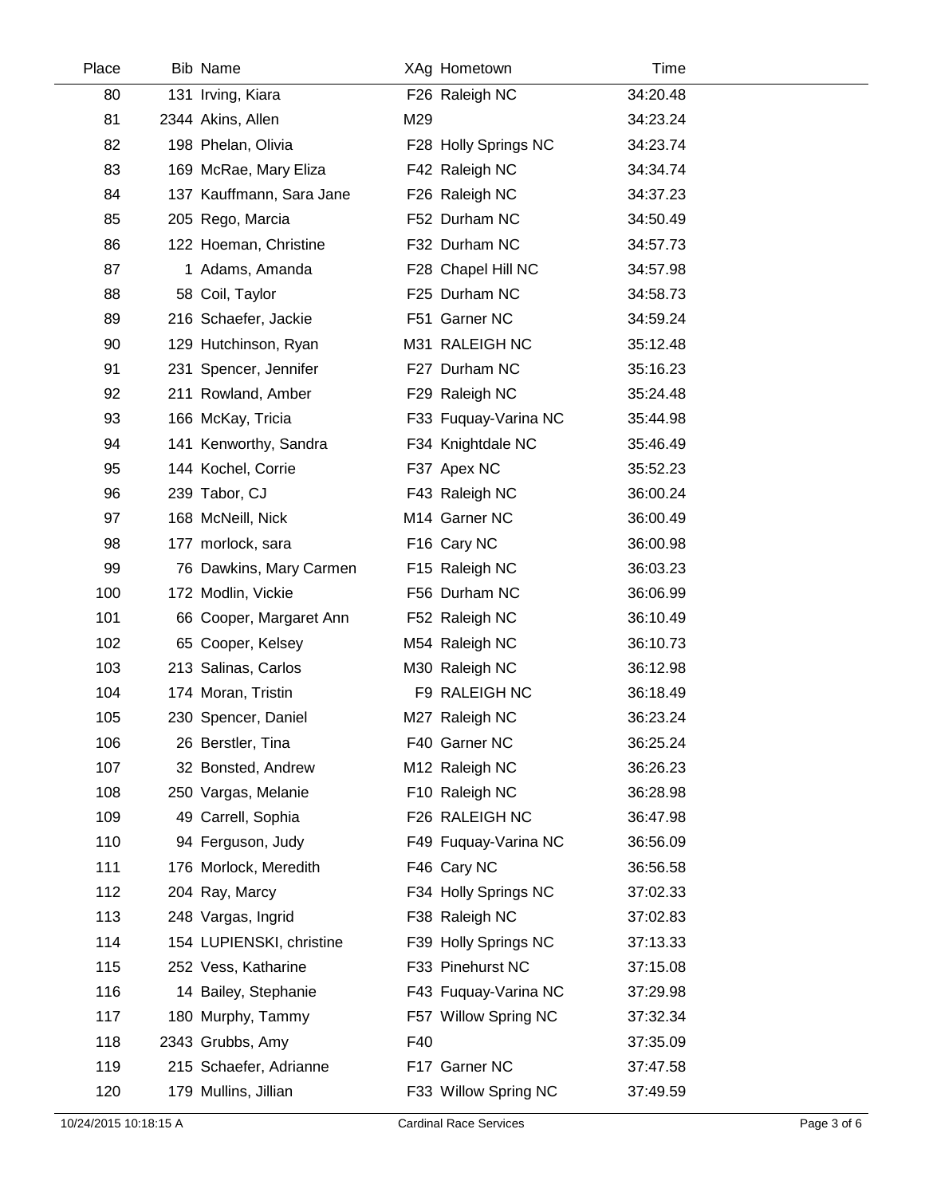| Place | Bib | Name | XAg | Hometown | Time |
|---|---|---|---|---|---|
| 80 | 131 | Irving, Kiara | F26 | Raleigh NC | 34:20.48 |
| 81 | 2344 | Akins, Allen | M29 | | 34:23.24 |
| 82 | 198 | Phelan, Olivia | F28 | Holly Springs NC | 34:23.74 |
| 83 | 169 | McRae, Mary Eliza | F42 | Raleigh NC | 34:34.74 |
| 84 | 137 | Kauffmann, Sara Jane | F26 | Raleigh NC | 34:37.23 |
| 85 | 205 | Rego, Marcia | F52 | Durham NC | 34:50.49 |
| 86 | 122 | Hoeman, Christine | F32 | Durham NC | 34:57.73 |
| 87 | 1 | Adams, Amanda | F28 | Chapel Hill NC | 34:57.98 |
| 88 | 58 | Coil, Taylor | F25 | Durham NC | 34:58.73 |
| 89 | 216 | Schaefer, Jackie | F51 | Garner NC | 34:59.24 |
| 90 | 129 | Hutchinson, Ryan | M31 | RALEIGH NC | 35:12.48 |
| 91 | 231 | Spencer, Jennifer | F27 | Durham NC | 35:16.23 |
| 92 | 211 | Rowland, Amber | F29 | Raleigh NC | 35:24.48 |
| 93 | 166 | McKay, Tricia | F33 | Fuquay-Varina NC | 35:44.98 |
| 94 | 141 | Kenworthy, Sandra | F34 | Knightdale NC | 35:46.49 |
| 95 | 144 | Kochel, Corrie | F37 | Apex NC | 35:52.23 |
| 96 | 239 | Tabor, CJ | F43 | Raleigh NC | 36:00.24 |
| 97 | 168 | McNeill, Nick | M14 | Garner NC | 36:00.49 |
| 98 | 177 | morlock, sara | F16 | Cary NC | 36:00.98 |
| 99 | 76 | Dawkins, Mary Carmen | F15 | Raleigh NC | 36:03.23 |
| 100 | 172 | Modlin, Vickie | F56 | Durham NC | 36:06.99 |
| 101 | 66 | Cooper, Margaret Ann | F52 | Raleigh NC | 36:10.49 |
| 102 | 65 | Cooper, Kelsey | M54 | Raleigh NC | 36:10.73 |
| 103 | 213 | Salinas, Carlos | M30 | Raleigh NC | 36:12.98 |
| 104 | 174 | Moran, Tristin | F9 | RALEIGH NC | 36:18.49 |
| 105 | 230 | Spencer, Daniel | M27 | Raleigh NC | 36:23.24 |
| 106 | 26 | Berstler, Tina | F40 | Garner NC | 36:25.24 |
| 107 | 32 | Bonsted, Andrew | M12 | Raleigh NC | 36:26.23 |
| 108 | 250 | Vargas, Melanie | F10 | Raleigh NC | 36:28.98 |
| 109 | 49 | Carrell, Sophia | F26 | RALEIGH NC | 36:47.98 |
| 110 | 94 | Ferguson, Judy | F49 | Fuquay-Varina NC | 36:56.09 |
| 111 | 176 | Morlock, Meredith | F46 | Cary NC | 36:56.58 |
| 112 | 204 | Ray, Marcy | F34 | Holly Springs NC | 37:02.33 |
| 113 | 248 | Vargas, Ingrid | F38 | Raleigh NC | 37:02.83 |
| 114 | 154 | LUPIENSKI, christine | F39 | Holly Springs NC | 37:13.33 |
| 115 | 252 | Vess, Katharine | F33 | Pinehurst NC | 37:15.08 |
| 116 | 14 | Bailey, Stephanie | F43 | Fuquay-Varina NC | 37:29.98 |
| 117 | 180 | Murphy, Tammy | F57 | Willow Spring NC | 37:32.34 |
| 118 | 2343 | Grubbs, Amy | F40 | | 37:35.09 |
| 119 | 215 | Schaefer, Adrianne | F17 | Garner NC | 37:47.58 |
| 120 | 179 | Mullins, Jillian | F33 | Willow Spring NC | 37:49.59 |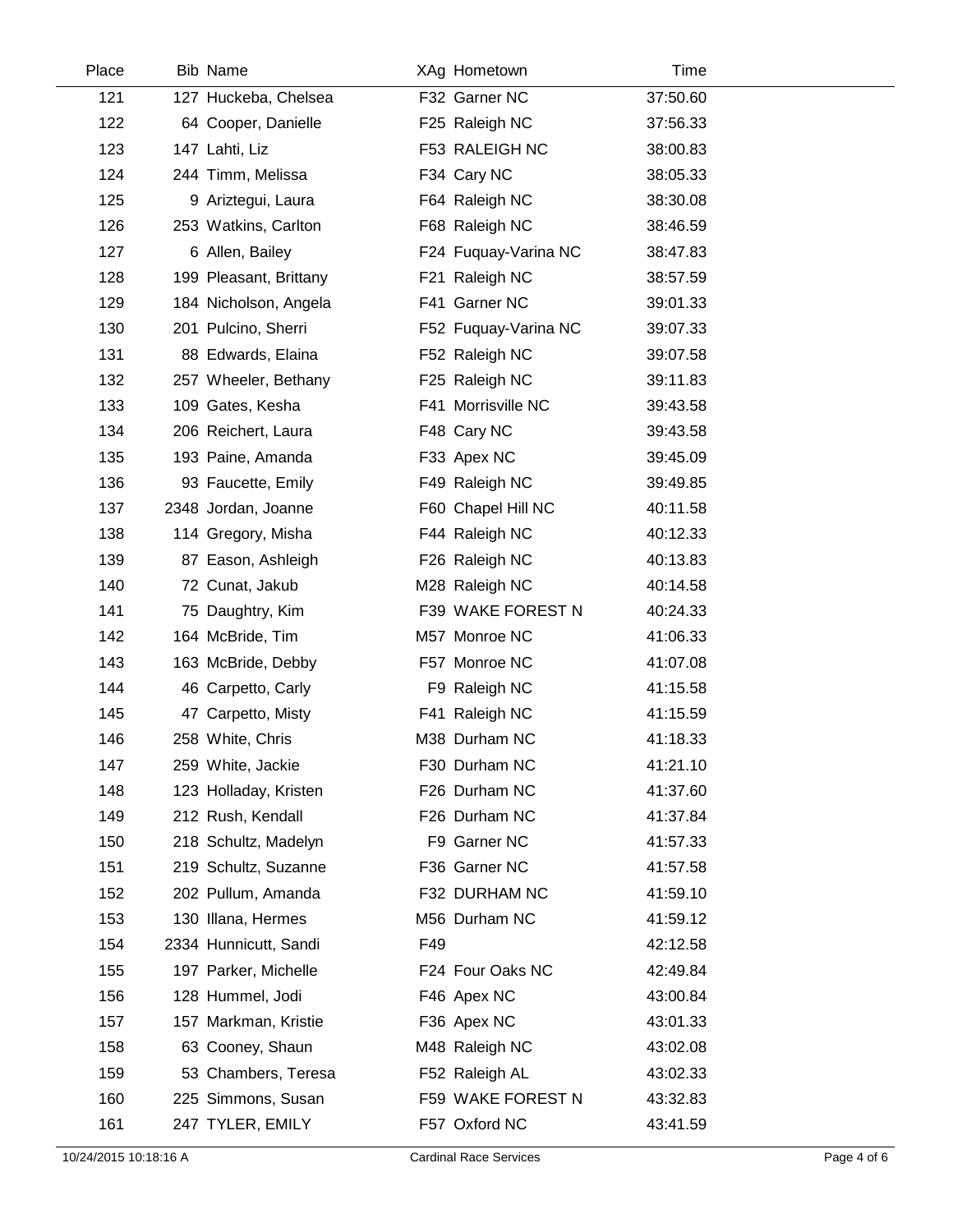| Place | Bib | Name | XAg | Hometown | Time |
|---|---|---|---|---|---|
| 121 | 127 | Huckeba, Chelsea | F32 | Garner NC | 37:50.60 |
| 122 | 64 | Cooper, Danielle | F25 | Raleigh NC | 37:56.33 |
| 123 | 147 | Lahti, Liz | F53 | RALEIGH NC | 38:00.83 |
| 124 | 244 | Timm, Melissa | F34 | Cary NC | 38:05.33 |
| 125 | 9 | Ariztegui, Laura | F64 | Raleigh NC | 38:30.08 |
| 126 | 253 | Watkins, Carlton | F68 | Raleigh NC | 38:46.59 |
| 127 | 6 | Allen, Bailey | F24 | Fuquay-Varina NC | 38:47.83 |
| 128 | 199 | Pleasant, Brittany | F21 | Raleigh NC | 38:57.59 |
| 129 | 184 | Nicholson, Angela | F41 | Garner NC | 39:01.33 |
| 130 | 201 | Pulcino, Sherri | F52 | Fuquay-Varina NC | 39:07.33 |
| 131 | 88 | Edwards, Elaina | F52 | Raleigh NC | 39:07.58 |
| 132 | 257 | Wheeler, Bethany | F25 | Raleigh NC | 39:11.83 |
| 133 | 109 | Gates, Kesha | F41 | Morrisville NC | 39:43.58 |
| 134 | 206 | Reichert, Laura | F48 | Cary NC | 39:43.58 |
| 135 | 193 | Paine, Amanda | F33 | Apex NC | 39:45.09 |
| 136 | 93 | Faucette, Emily | F49 | Raleigh NC | 39:49.85 |
| 137 | 2348 | Jordan, Joanne | F60 | Chapel Hill NC | 40:11.58 |
| 138 | 114 | Gregory, Misha | F44 | Raleigh NC | 40:12.33 |
| 139 | 87 | Eason, Ashleigh | F26 | Raleigh NC | 40:13.83 |
| 140 | 72 | Cunat, Jakub | M28 | Raleigh NC | 40:14.58 |
| 141 | 75 | Daughtry, Kim | F39 | WAKE FOREST N | 40:24.33 |
| 142 | 164 | McBride, Tim | M57 | Monroe NC | 41:06.33 |
| 143 | 163 | McBride, Debby | F57 | Monroe NC | 41:07.08 |
| 144 | 46 | Carpetto, Carly | F9 | Raleigh NC | 41:15.58 |
| 145 | 47 | Carpetto, Misty | F41 | Raleigh NC | 41:15.59 |
| 146 | 258 | White, Chris | M38 | Durham NC | 41:18.33 |
| 147 | 259 | White, Jackie | F30 | Durham NC | 41:21.10 |
| 148 | 123 | Holladay, Kristen | F26 | Durham NC | 41:37.60 |
| 149 | 212 | Rush, Kendall | F26 | Durham NC | 41:37.84 |
| 150 | 218 | Schultz, Madelyn | F9 | Garner NC | 41:57.33 |
| 151 | 219 | Schultz, Suzanne | F36 | Garner NC | 41:57.58 |
| 152 | 202 | Pullum, Amanda | F32 | DURHAM NC | 41:59.10 |
| 153 | 130 | Illana, Hermes | M56 | Durham NC | 41:59.12 |
| 154 | 2334 | Hunnicutt, Sandi | F49 | | 42:12.58 |
| 155 | 197 | Parker, Michelle | F24 | Four Oaks NC | 42:49.84 |
| 156 | 128 | Hummel, Jodi | F46 | Apex NC | 43:00.84 |
| 157 | 157 | Markman, Kristie | F36 | Apex NC | 43:01.33 |
| 158 | 63 | Cooney, Shaun | M48 | Raleigh NC | 43:02.08 |
| 159 | 53 | Chambers, Teresa | F52 | Raleigh AL | 43:02.33 |
| 160 | 225 | Simmons, Susan | F59 | WAKE FOREST N | 43:32.83 |
| 161 | 247 | TYLER, EMILY | F57 | Oxford NC | 43:41.59 |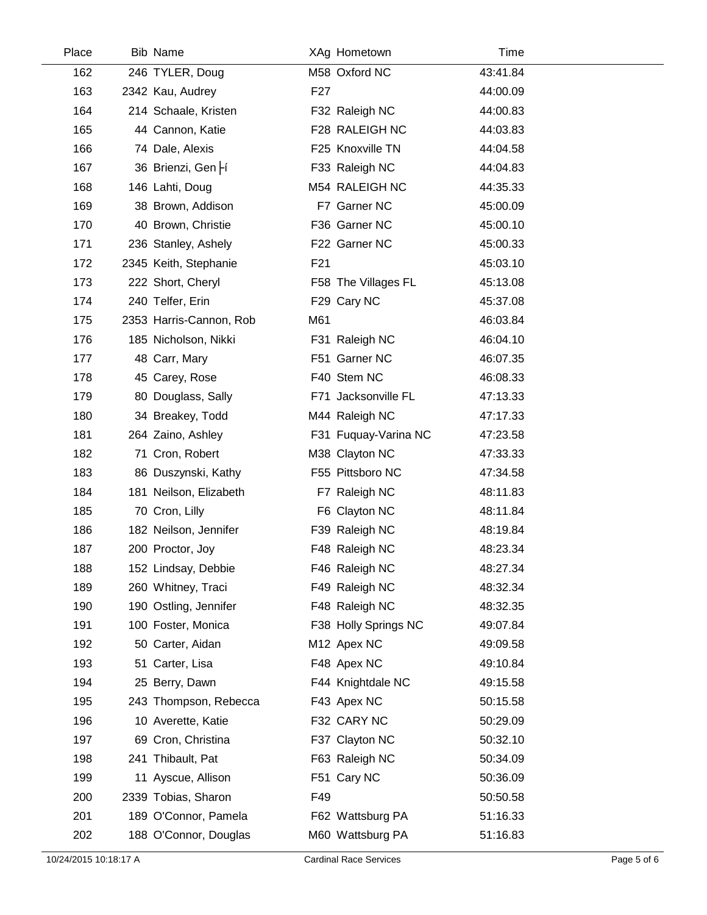| Place | Bib | Name | XAg | Hometown | Time |
|---|---|---|---|---|---|
| 162 | 246 | TYLER, Doug | M58 | Oxford NC | 43:41.84 |
| 163 | 2342 | Kau, Audrey | F27 | | 44:00.09 |
| 164 | 214 | Schaale, Kristen | F32 | Raleigh NC | 44:00.83 |
| 165 | 44 | Cannon, Katie | F28 | RALEIGH NC | 44:03.83 |
| 166 | 74 | Dale, Alexis | F25 | Knoxville TN | 44:04.58 |
| 167 | 36 | Brienzi, Gen├í | F33 | Raleigh NC | 44:04.83 |
| 168 | 146 | Lahti, Doug | M54 | RALEIGH NC | 44:35.33 |
| 169 | 38 | Brown, Addison | F7 | Garner NC | 45:00.09 |
| 170 | 40 | Brown, Christie | F36 | Garner NC | 45:00.10 |
| 171 | 236 | Stanley, Ashely | F22 | Garner NC | 45:00.33 |
| 172 | 2345 | Keith, Stephanie | F21 | | 45:03.10 |
| 173 | 222 | Short, Cheryl | F58 | The Villages FL | 45:13.08 |
| 174 | 240 | Telfer, Erin | F29 | Cary NC | 45:37.08 |
| 175 | 2353 | Harris-Cannon, Rob | M61 | | 46:03.84 |
| 176 | 185 | Nicholson, Nikki | F31 | Raleigh NC | 46:04.10 |
| 177 | 48 | Carr, Mary | F51 | Garner NC | 46:07.35 |
| 178 | 45 | Carey, Rose | F40 | Stem NC | 46:08.33 |
| 179 | 80 | Douglass, Sally | F71 | Jacksonville FL | 47:13.33 |
| 180 | 34 | Breakey, Todd | M44 | Raleigh NC | 47:17.33 |
| 181 | 264 | Zaino, Ashley | F31 | Fuquay-Varina NC | 47:23.58 |
| 182 | 71 | Cron, Robert | M38 | Clayton NC | 47:33.33 |
| 183 | 86 | Duszynski, Kathy | F55 | Pittsboro NC | 47:34.58 |
| 184 | 181 | Neilson, Elizabeth | F7 | Raleigh NC | 48:11.83 |
| 185 | 70 | Cron, Lilly | F6 | Clayton NC | 48:11.84 |
| 186 | 182 | Neilson, Jennifer | F39 | Raleigh NC | 48:19.84 |
| 187 | 200 | Proctor, Joy | F48 | Raleigh NC | 48:23.34 |
| 188 | 152 | Lindsay, Debbie | F46 | Raleigh NC | 48:27.34 |
| 189 | 260 | Whitney, Traci | F49 | Raleigh NC | 48:32.34 |
| 190 | 190 | Ostling, Jennifer | F48 | Raleigh NC | 48:32.35 |
| 191 | 100 | Foster, Monica | F38 | Holly Springs NC | 49:07.84 |
| 192 | 50 | Carter, Aidan | M12 | Apex NC | 49:09.58 |
| 193 | 51 | Carter, Lisa | F48 | Apex NC | 49:10.84 |
| 194 | 25 | Berry, Dawn | F44 | Knightdale NC | 49:15.58 |
| 195 | 243 | Thompson, Rebecca | F43 | Apex NC | 50:15.58 |
| 196 | 10 | Averette, Katie | F32 | CARY NC | 50:29.09 |
| 197 | 69 | Cron, Christina | F37 | Clayton NC | 50:32.10 |
| 198 | 241 | Thibault, Pat | F63 | Raleigh NC | 50:34.09 |
| 199 | 11 | Ayscue, Allison | F51 | Cary NC | 50:36.09 |
| 200 | 2339 | Tobias, Sharon | F49 | | 50:50.58 |
| 201 | 189 | O'Connor, Pamela | F62 | Wattsburg PA | 51:16.33 |
| 202 | 188 | O'Connor, Douglas | M60 | Wattsburg PA | 51:16.83 |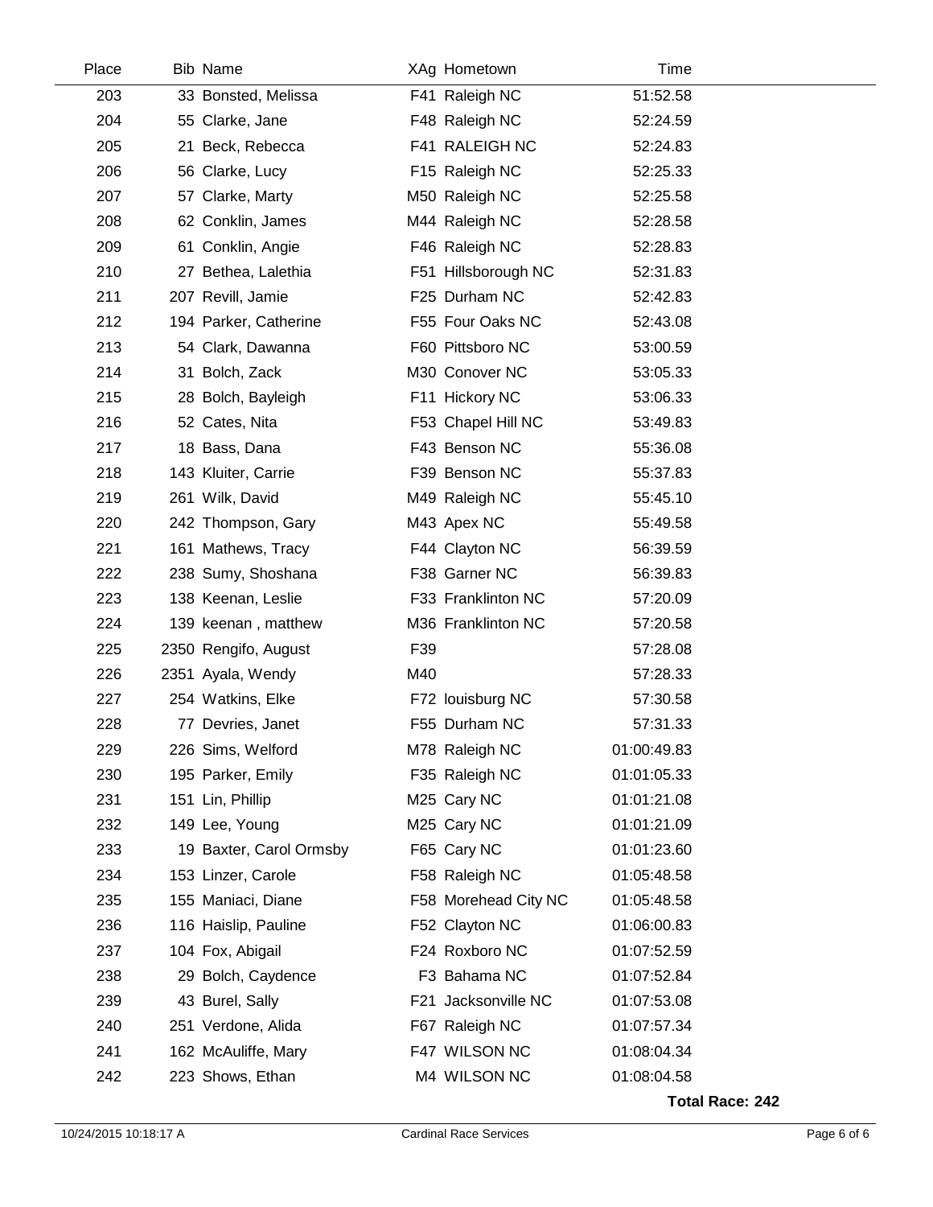| Place | Bib | Name | XAg | Hometown | Time |
|---|---|---|---|---|---|
| 203 | 33 | Bonsted, Melissa | F41 | Raleigh NC | 51:52.58 |
| 204 | 55 | Clarke, Jane | F48 | Raleigh NC | 52:24.59 |
| 205 | 21 | Beck, Rebecca | F41 | RALEIGH NC | 52:24.83 |
| 206 | 56 | Clarke, Lucy | F15 | Raleigh NC | 52:25.33 |
| 207 | 57 | Clarke, Marty | M50 | Raleigh NC | 52:25.58 |
| 208 | 62 | Conklin, James | M44 | Raleigh NC | 52:28.58 |
| 209 | 61 | Conklin, Angie | F46 | Raleigh NC | 52:28.83 |
| 210 | 27 | Bethea, Lalethia | F51 | Hillsborough NC | 52:31.83 |
| 211 | 207 | Revill, Jamie | F25 | Durham NC | 52:42.83 |
| 212 | 194 | Parker, Catherine | F55 | Four Oaks NC | 52:43.08 |
| 213 | 54 | Clark, Dawanna | F60 | Pittsboro NC | 53:00.59 |
| 214 | 31 | Bolch, Zack | M30 | Conover NC | 53:05.33 |
| 215 | 28 | Bolch, Bayleigh | F11 | Hickory NC | 53:06.33 |
| 216 | 52 | Cates, Nita | F53 | Chapel Hill NC | 53:49.83 |
| 217 | 18 | Bass, Dana | F43 | Benson NC | 55:36.08 |
| 218 | 143 | Kluiter, Carrie | F39 | Benson NC | 55:37.83 |
| 219 | 261 | Wilk, David | M49 | Raleigh NC | 55:45.10 |
| 220 | 242 | Thompson, Gary | M43 | Apex NC | 55:49.58 |
| 221 | 161 | Mathews, Tracy | F44 | Clayton NC | 56:39.59 |
| 222 | 238 | Sumy, Shoshana | F38 | Garner NC | 56:39.83 |
| 223 | 138 | Keenan, Leslie | F33 | Franklinton NC | 57:20.09 |
| 224 | 139 | keenan , matthew | M36 | Franklinton NC | 57:20.58 |
| 225 | 2350 | Rengifo, August | F39 | | 57:28.08 |
| 226 | 2351 | Ayala, Wendy | M40 | | 57:28.33 |
| 227 | 254 | Watkins, Elke | F72 | louisburg NC | 57:30.58 |
| 228 | 77 | Devries, Janet | F55 | Durham NC | 57:31.33 |
| 229 | 226 | Sims, Welford | M78 | Raleigh NC | 01:00:49.83 |
| 230 | 195 | Parker, Emily | F35 | Raleigh NC | 01:01:05.33 |
| 231 | 151 | Lin, Phillip | M25 | Cary NC | 01:01:21.08 |
| 232 | 149 | Lee, Young | M25 | Cary NC | 01:01:21.09 |
| 233 | 19 | Baxter, Carol Ormsby | F65 | Cary NC | 01:01:23.60 |
| 234 | 153 | Linzer, Carole | F58 | Raleigh NC | 01:05:48.58 |
| 235 | 155 | Maniaci, Diane | F58 | Morehead City NC | 01:05:48.58 |
| 236 | 116 | Haislip, Pauline | F52 | Clayton NC | 01:06:00.83 |
| 237 | 104 | Fox, Abigail | F24 | Roxboro NC | 01:07:52.59 |
| 238 | 29 | Bolch, Caydence | F3 | Bahama NC | 01:07:52.84 |
| 239 | 43 | Burel, Sally | F21 | Jacksonville NC | 01:07:53.08 |
| 240 | 251 | Verdone, Alida | F67 | Raleigh NC | 01:07:57.34 |
| 241 | 162 | McAuliffe, Mary | F47 | WILSON NC | 01:08:04.34 |
| 242 | 223 | Shows, Ethan | M4 | WILSON NC | 01:08:04.58 |

**Total Race: 242**

10/24/2015 10:18:17 A Cardinal Race Services